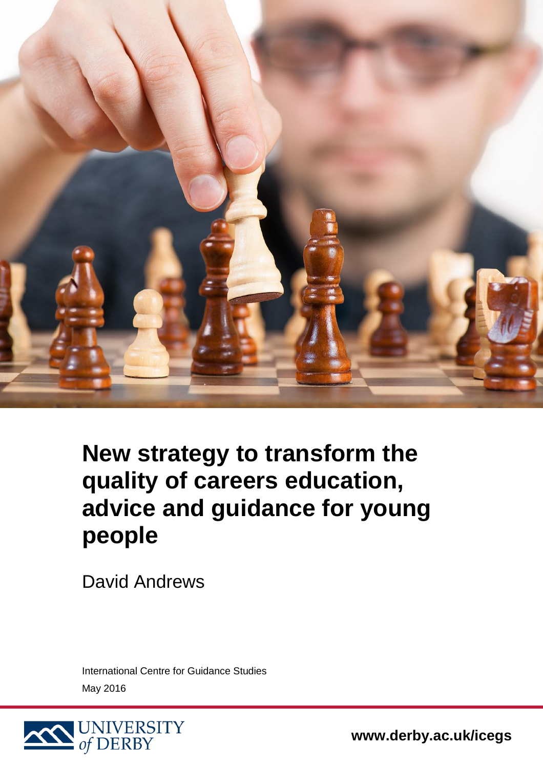# New strategy to transform the quality of careers education, advice and guidance for young people

David Andrews

International Centre for Guidance Studies

May 2016

UNIVERSITY of DERBY

www.derby.ac.uk/icegs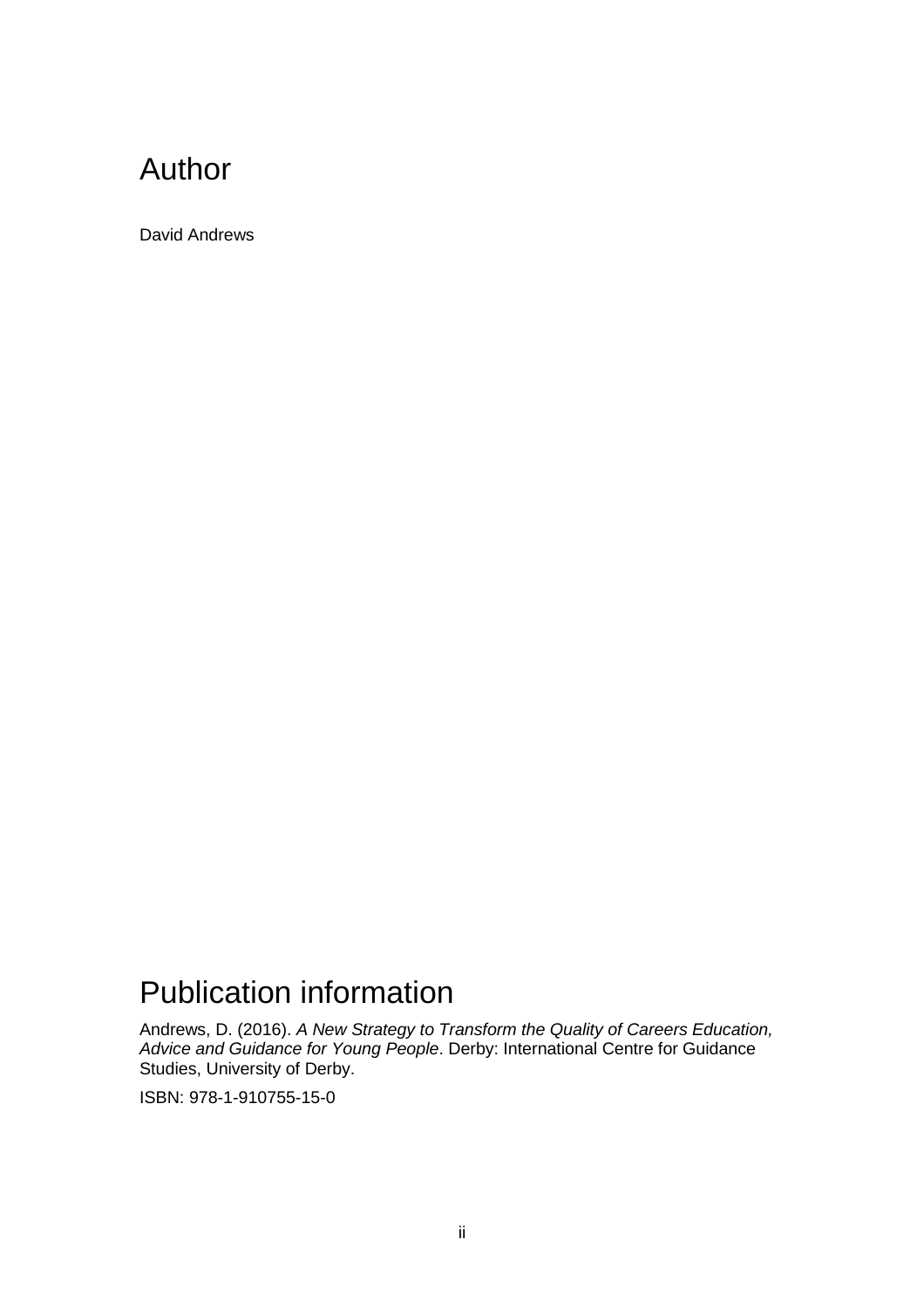# Author

David Andrews

# Publication information

Andrews, D. (2016). *A New Strategy to Transform the Quality of Careers Education, Advice and Guidance for Young People*. Derby: International Centre for Guidance Studies, University of Derby.

ISBN: 978-1-910755-15-0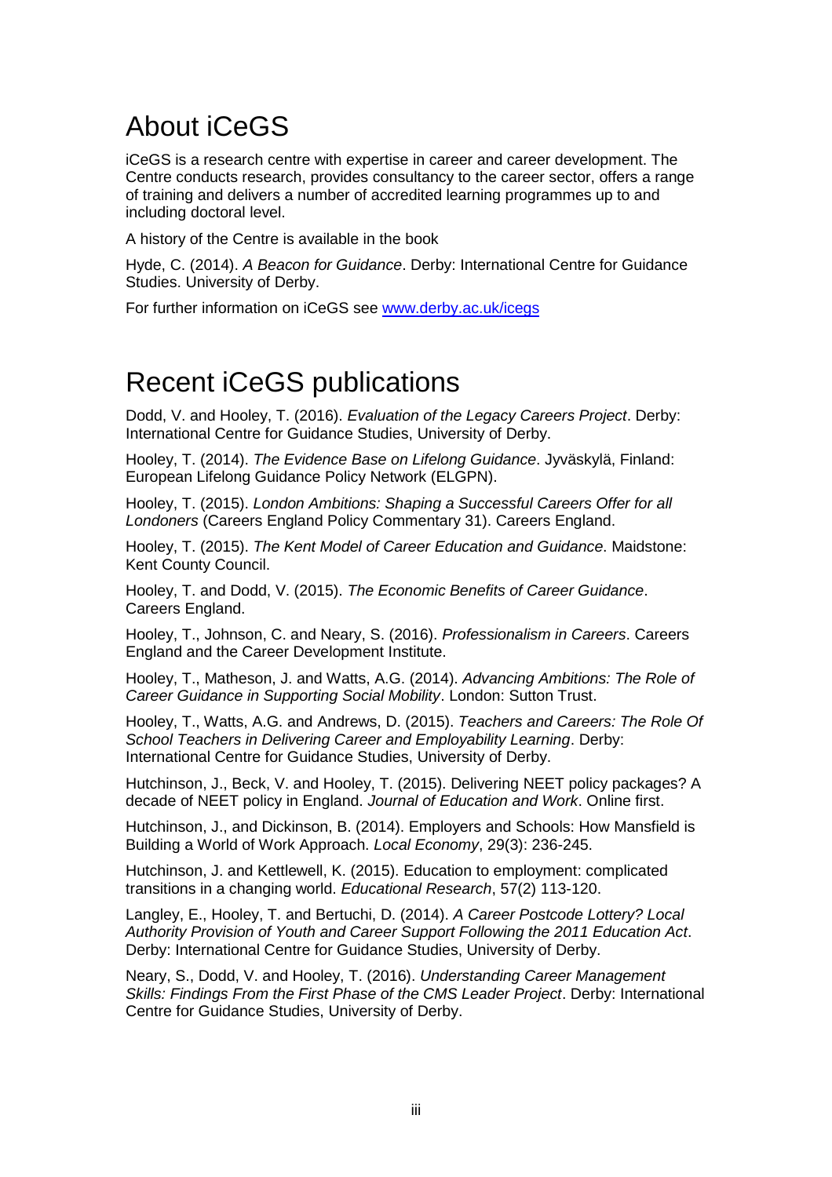# About iCeGS

iCeGS is a research centre with expertise in career and career development. The Centre conducts research, provides consultancy to the career sector, offers a range of training and delivers a number of accredited learning programmes up to and including doctoral level.

A history of the Centre is available in the book

Hyde, C. (2014). *A Beacon for Guidance*. Derby: International Centre for Guidance Studies. University of Derby.

For further information on iCeGS see [www.derby.ac.uk/icegs](www.derby.ac.uk/icegs)

# Recent iCeGS publications

Dodd, V. and Hooley, T. (2016). *Evaluation of the Legacy Careers Project*. Derby: International Centre for Guidance Studies, University of Derby.

Hooley, T. (2014). *The Evidence Base on Lifelong Guidance*. Jyväskylä, Finland: European Lifelong Guidance Policy Network (ELGPN).

Hooley, T. (2015). *London Ambitions: Shaping a Successful Careers Offer for all Londoners* (Careers England Policy Commentary 31). Careers England.

Hooley, T. (2015). *The Kent Model of Career Education and Guidance*. Maidstone: Kent County Council.

Hooley, T. and Dodd, V. (2015). *The Economic Benefits of Career Guidance*. Careers England.

Hooley, T., Johnson, C. and Neary, S. (2016). *Professionalism in Careers*. Careers England and the Career Development Institute.

Hooley, T., Matheson, J. and Watts, A.G. (2014). *Advancing Ambitions: The Role of Career Guidance in Supporting Social Mobility*. London: Sutton Trust.

Hooley, T., Watts, A.G. and Andrews, D. (2015). *Teachers and Careers: The Role Of School Teachers in Delivering Career and Employability Learning*. Derby: International Centre for Guidance Studies, University of Derby.

Hutchinson, J., Beck, V. and Hooley, T. (2015). Delivering NEET policy packages? A decade of NEET policy in England. *Journal of Education and Work*. Online first.

Hutchinson, J., and Dickinson, B. (2014). Employers and Schools: How Mansfield is Building a World of Work Approach. *Local Economy*, 29(3): 236-245.

Hutchinson, J. and Kettlewell, K. (2015). Education to employment: complicated transitions in a changing world. *Educational Research*, 57(2) 113-120.

Langley, E., Hooley, T. and Bertuchi, D. (2014). *A Career Postcode Lottery? Local Authority Provision of Youth and Career Support Following the 2011 Education Act*. Derby: International Centre for Guidance Studies, University of Derby.

Neary, S., Dodd, V. and Hooley, T. (2016). *Understanding Career Management Skills: Findings From the First Phase of the CMS Leader Project*. Derby: International Centre for Guidance Studies, University of Derby.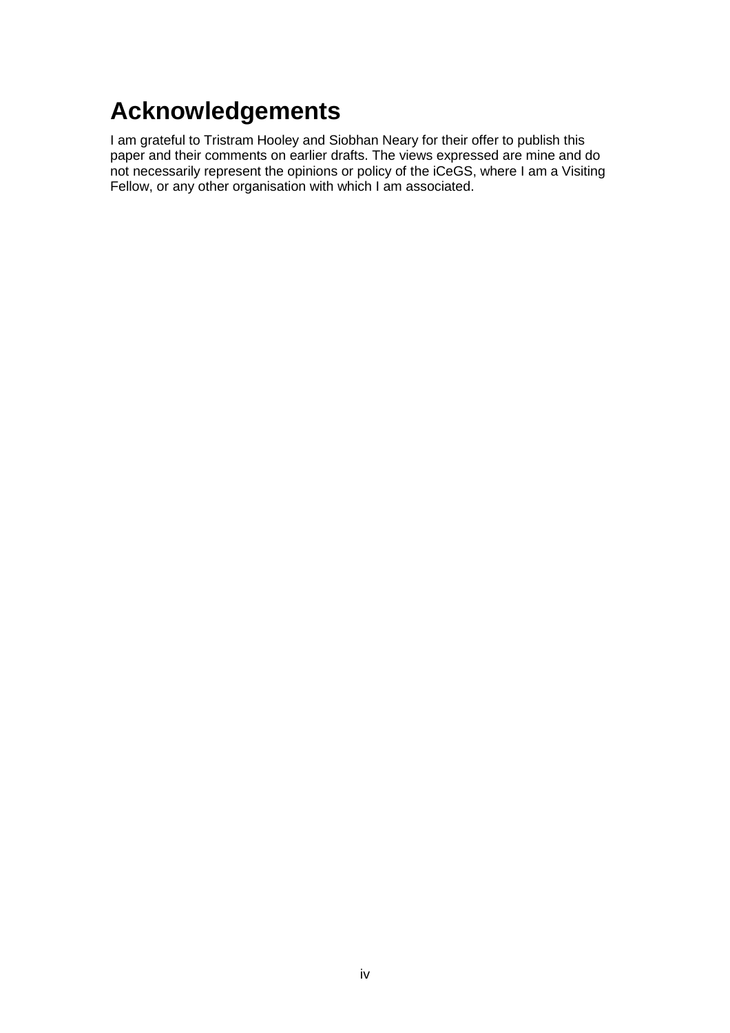# Acknowledgements

I am grateful to Tristram Hooley and Siobhan Neary for their offer to publish this paper and their comments on earlier drafts. The views expressed are mine and do not necessarily represent the opinions or policy of the iCeGS, where I am a Visiting Fellow, or any other organisation with which I am associated.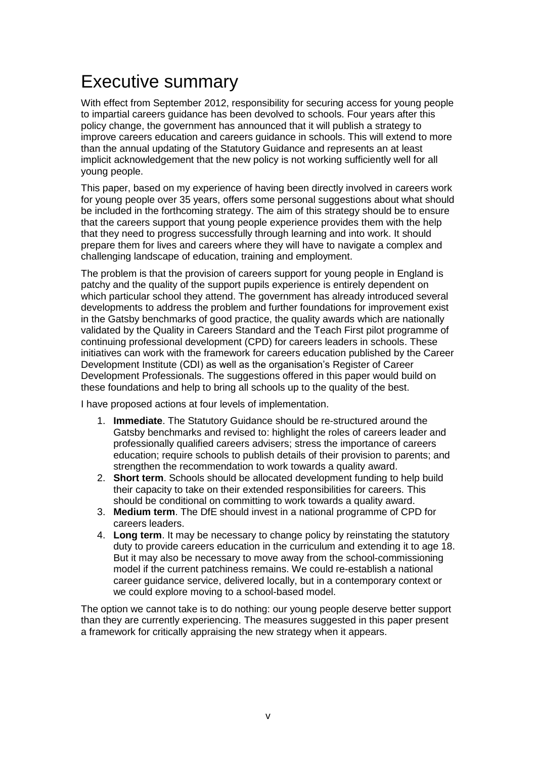# Executive summary

With effect from September 2012, responsibility for securing access for young people to impartial careers guidance has been devolved to schools. Four years after this policy change, the government has announced that it will publish a strategy to improve careers education and careers guidance in schools. This will extend to more than the annual updating of the Statutory Guidance and represents an at least implicit acknowledgement that the new policy is not working sufficiently well for all young people.

This paper, based on my experience of having been directly involved in careers work for young people over 35 years, offers some personal suggestions about what should be included in the forthcoming strategy. The aim of this strategy should be to ensure that the careers support that young people experience provides them with the help that they need to progress successfully through learning and into work. It should prepare them for lives and careers where they will have to navigate a complex and challenging landscape of education, training and employment.

The problem is that the provision of careers support for young people in England is patchy and the quality of the support pupils experience is entirely dependent on which particular school they attend. The government has already introduced several developments to address the problem and further foundations for improvement exist in the Gatsby benchmarks of good practice, the quality awards which are nationally validated by the Quality in Careers Standard and the Teach First pilot programme of continuing professional development (CPD) for careers leaders in schools. These initiatives can work with the framework for careers education published by the Career Development Institute (CDI) as well as the organisation's Register of Career Development Professionals. The suggestions offered in this paper would build on these foundations and help to bring all schools up to the quality of the best.

I have proposed actions at four levels of implementation.

1. **Immediate**. The Statutory Guidance should be re-structured around the Gatsby benchmarks and revised to: highlight the roles of careers leader and professionally qualified careers advisers; stress the importance of careers education; require schools to publish details of their provision to parents; and strengthen the recommendation to work towards a quality award.
2. **Short term**. Schools should be allocated development funding to help build their capacity to take on their extended responsibilities for careers. This should be conditional on committing to work towards a quality award.
3. **Medium term**. The DfE should invest in a national programme of CPD for careers leaders.
4. **Long term**. It may be necessary to change policy by reinstating the statutory duty to provide careers education in the curriculum and extending it to age 18. But it may also be necessary to move away from the school-commissioning model if the current patchiness remains. We could re-establish a national career guidance service, delivered locally, but in a contemporary context or we could explore moving to a school-based model.

The option we cannot take is to do nothing: our young people deserve better support than they are currently experiencing. The measures suggested in this paper present a framework for critically appraising the new strategy when it appears.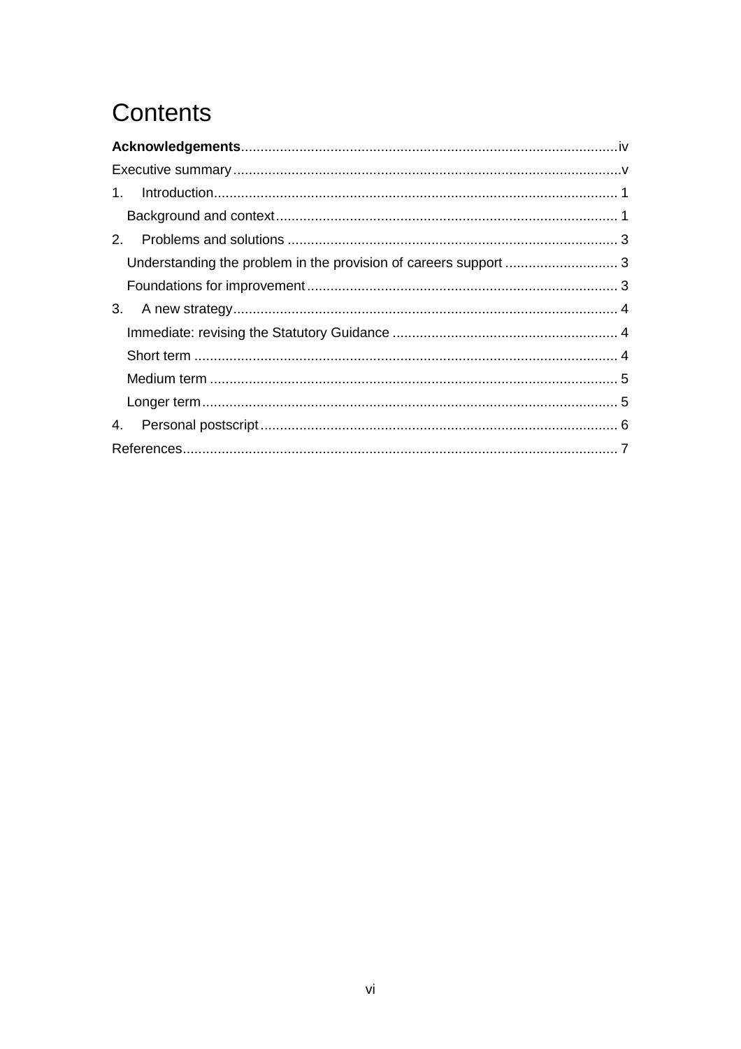# Contents

**Acknowledgements** ... iv

Executive summary ... v

1. Introduction ... 1
   - Background and context ... 1
2. Problems and solutions ... 3
   - Understanding the problem in the provision of careers support ... 3
   - Foundations for improvement ... 3
3. A new strategy ... 4
   - Immediate: revising the Statutory Guidance ... 4
   - Short term ... 4
   - Medium term ... 5
   - Longer term ... 5
4. Personal postscript ... 6

References ... 7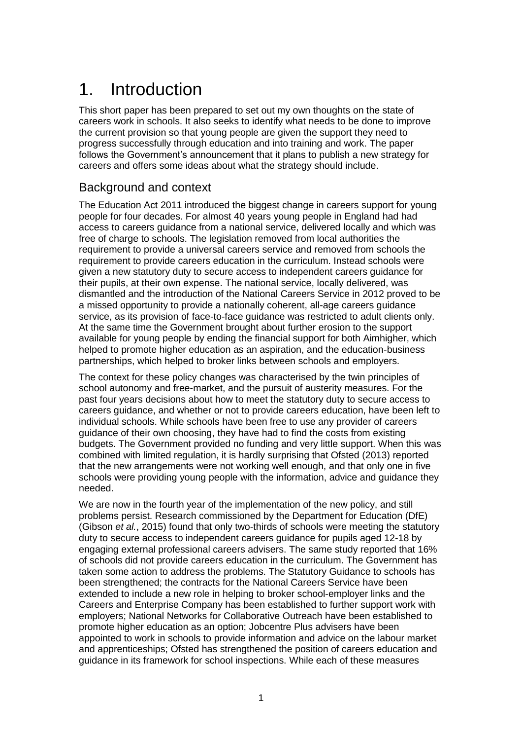# 1. Introduction

This short paper has been prepared to set out my own thoughts on the state of careers work in schools. It also seeks to identify what needs to be done to improve the current provision so that young people are given the support they need to progress successfully through education and into training and work. The paper follows the Government's announcement that it plans to publish a new strategy for careers and offers some ideas about what the strategy should include.

## Background and context

The Education Act 2011 introduced the biggest change in careers support for young people for four decades. For almost 40 years young people in England had had access to careers guidance from a national service, delivered locally and which was free of charge to schools. The legislation removed from local authorities the requirement to provide a universal careers service and removed from schools the requirement to provide careers education in the curriculum. Instead schools were given a new statutory duty to secure access to independent careers guidance for their pupils, at their own expense. The national service, locally delivered, was dismantled and the introduction of the National Careers Service in 2012 proved to be a missed opportunity to provide a nationally coherent, all-age careers guidance service, as its provision of face-to-face guidance was restricted to adult clients only. At the same time the Government brought about further erosion to the support available for young people by ending the financial support for both Aimhigher, which helped to promote higher education as an aspiration, and the education-business partnerships, which helped to broker links between schools and employers.

The context for these policy changes was characterised by the twin principles of school autonomy and free-market, and the pursuit of austerity measures. For the past four years decisions about how to meet the statutory duty to secure access to careers guidance, and whether or not to provide careers education, have been left to individual schools. While schools have been free to use any provider of careers guidance of their own choosing, they have had to find the costs from existing budgets. The Government provided no funding and very little support. When this was combined with limited regulation, it is hardly surprising that Ofsted (2013) reported that the new arrangements were not working well enough, and that only one in five schools were providing young people with the information, advice and guidance they needed.

We are now in the fourth year of the implementation of the new policy, and still problems persist. Research commissioned by the Department for Education (DfE) (Gibson *et al.*, 2015) found that only two-thirds of schools were meeting the statutory duty to secure access to independent careers guidance for pupils aged 12-18 by engaging external professional careers advisers. The same study reported that 16% of schools did not provide careers education in the curriculum. The Government has taken some action to address the problems. The Statutory Guidance to schools has been strengthened; the contracts for the National Careers Service have been extended to include a new role in helping to broker school-employer links and the Careers and Enterprise Company has been established to further support work with employers; National Networks for Collaborative Outreach have been established to promote higher education as an option; Jobcentre Plus advisers have been appointed to work in schools to provide information and advice on the labour market and apprenticeships; Ofsted has strengthened the position of careers education and guidance in its framework for school inspections. While each of these measures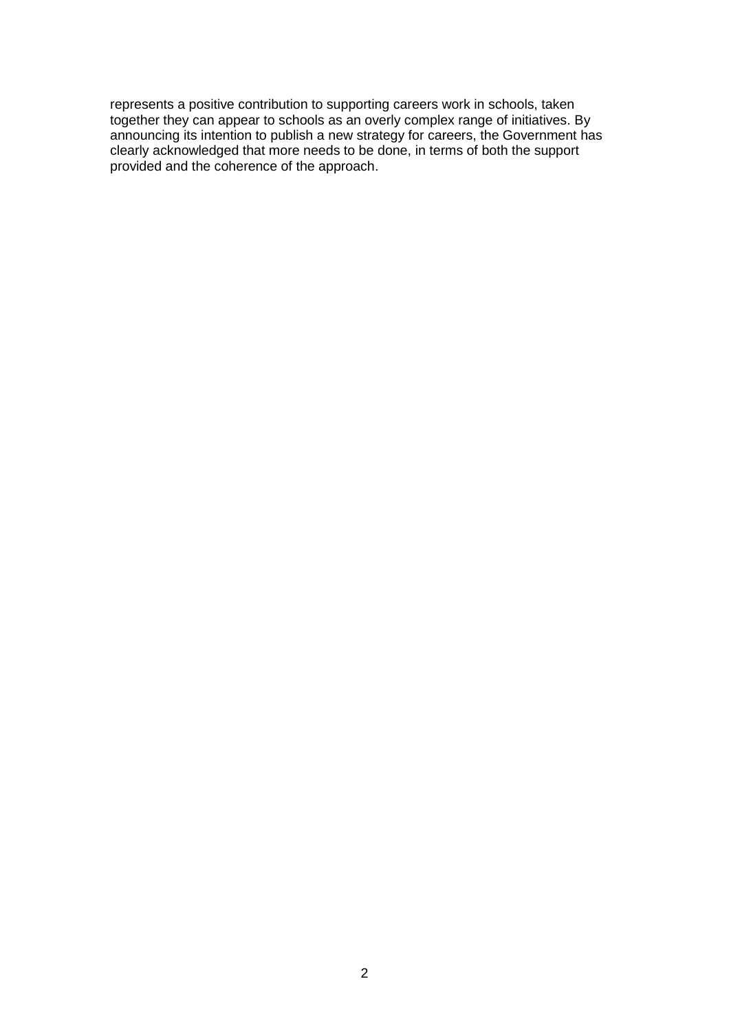represents a positive contribution to supporting careers work in schools, taken together they can appear to schools as an overly complex range of initiatives. By announcing its intention to publish a new strategy for careers, the Government has clearly acknowledged that more needs to be done, in terms of both the support provided and the coherence of the approach.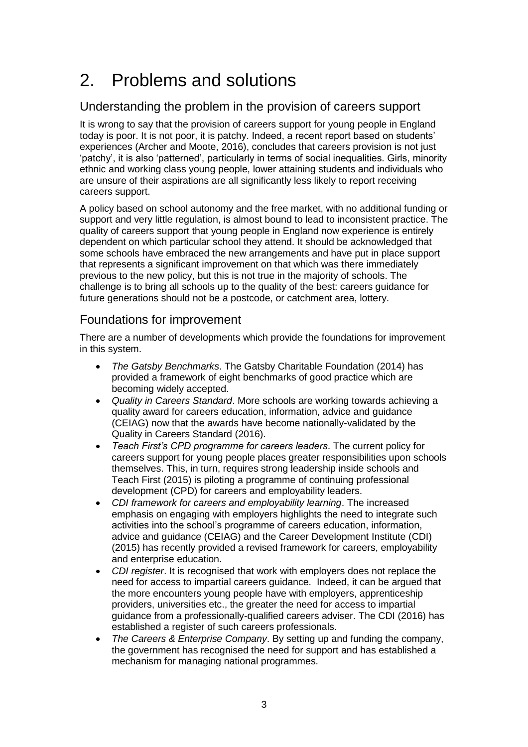# 2. Problems and solutions

## Understanding the problem in the provision of careers support

It is wrong to say that the provision of careers support for young people in England today is poor. It is not poor, it is patchy. Indeed, a recent report based on students' experiences (Archer and Moote, 2016), concludes that careers provision is not just 'patchy', it is also 'patterned', particularly in terms of social inequalities. Girls, minority ethnic and working class young people, lower attaining students and individuals who are unsure of their aspirations are all significantly less likely to report receiving careers support.

A policy based on school autonomy and the free market, with no additional funding or support and very little regulation, is almost bound to lead to inconsistent practice. The quality of careers support that young people in England now experience is entirely dependent on which particular school they attend. It should be acknowledged that some schools have embraced the new arrangements and have put in place support that represents a significant improvement on that which was there immediately previous to the new policy, but this is not true in the majority of schools. The challenge is to bring all schools up to the quality of the best: careers guidance for future generations should not be a postcode, or catchment area, lottery.

## Foundations for improvement

There are a number of developments which provide the foundations for improvement in this system.

- *The Gatsby Benchmarks*. The Gatsby Charitable Foundation (2014) has provided a framework of eight benchmarks of good practice which are becoming widely accepted.
- *Quality in Careers Standard*. More schools are working towards achieving a quality award for careers education, information, advice and guidance (CEIAG) now that the awards have become nationally-validated by the Quality in Careers Standard (2016).
- *Teach First's CPD programme for careers leaders*. The current policy for careers support for young people places greater responsibilities upon schools themselves. This, in turn, requires strong leadership inside schools and Teach First (2015) is piloting a programme of continuing professional development (CPD) for careers and employability leaders.
- *CDI framework for careers and employability learning*. The increased emphasis on engaging with employers highlights the need to integrate such activities into the school's programme of careers education, information, advice and guidance (CEIAG) and the Career Development Institute (CDI) (2015) has recently provided a revised framework for careers, employability and enterprise education.
- *CDI register*. It is recognised that work with employers does not replace the need for access to impartial careers guidance. Indeed, it can be argued that the more encounters young people have with employers, apprenticeship providers, universities etc., the greater the need for access to impartial guidance from a professionally-qualified careers adviser. The CDI (2016) has established a register of such careers professionals.
- *The Careers & Enterprise Company*. By setting up and funding the company, the government has recognised the need for support and has established a mechanism for managing national programmes.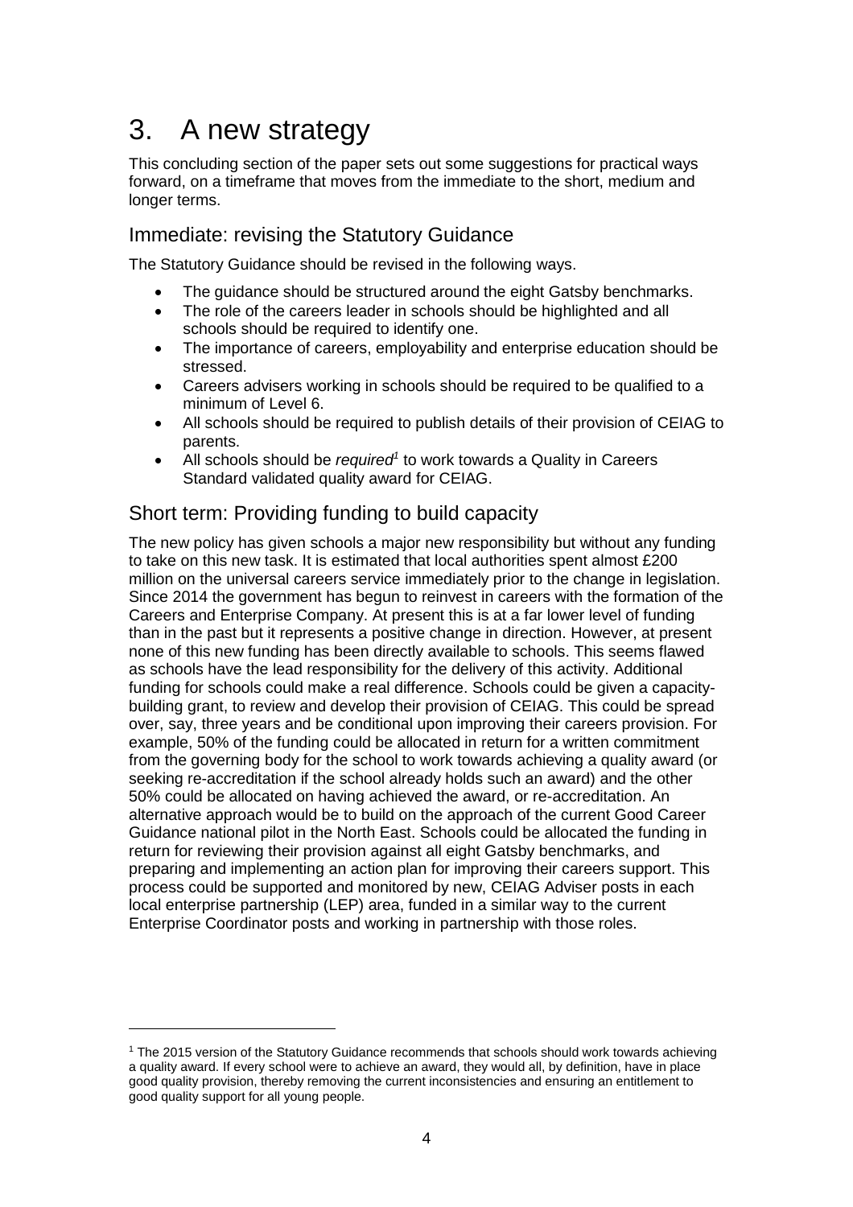# 3. A new strategy

This concluding section of the paper sets out some suggestions for practical ways forward, on a timeframe that moves from the immediate to the short, medium and longer terms.

## Immediate: revising the Statutory Guidance

The Statutory Guidance should be revised in the following ways.

- The guidance should be structured around the eight Gatsby benchmarks.
- The role of the careers leader in schools should be highlighted and all schools should be required to identify one.
- The importance of careers, employability and enterprise education should be stressed.
- Careers advisers working in schools should be required to be qualified to a minimum of Level 6.
- All schools should be required to publish details of their provision of CEIAG to parents.
- All schools should be *required*[1] to work towards a Quality in Careers Standard validated quality award for CEIAG.

## Short term: Providing funding to build capacity

The new policy has given schools a major new responsibility but without any funding to take on this new task. It is estimated that local authorities spent almost £200 million on the universal careers service immediately prior to the change in legislation. Since 2014 the government has begun to reinvest in careers with the formation of the Careers and Enterprise Company. At present this is at a far lower level of funding than in the past but it represents a positive change in direction. However, at present none of this new funding has been directly available to schools. This seems flawed as schools have the lead responsibility for the delivery of this activity. Additional funding for schools could make a real difference. Schools could be given a capacity-building grant, to review and develop their provision of CEIAG. This could be spread over, say, three years and be conditional upon improving their careers provision. For example, 50% of the funding could be allocated in return for a written commitment from the governing body for the school to work towards achieving a quality award (or seeking re-accreditation if the school already holds such an award) and the other 50% could be allocated on having achieved the award, or re-accreditation. An alternative approach would be to build on the approach of the current Good Career Guidance national pilot in the North East. Schools could be allocated the funding in return for reviewing their provision against all eight Gatsby benchmarks, and preparing and implementing an action plan for improving their careers support. This process could be supported and monitored by new, CEIAG Adviser posts in each local enterprise partnership (LEP) area, funded in a similar way to the current Enterprise Coordinator posts and working in partnership with those roles.

---

[1] The 2015 version of the Statutory Guidance recommends that schools should work towards achieving a quality award. If every school were to achieve an award, they would all, by definition, have in place good quality provision, thereby removing the current inconsistencies and ensuring an entitlement to good quality support for all young people.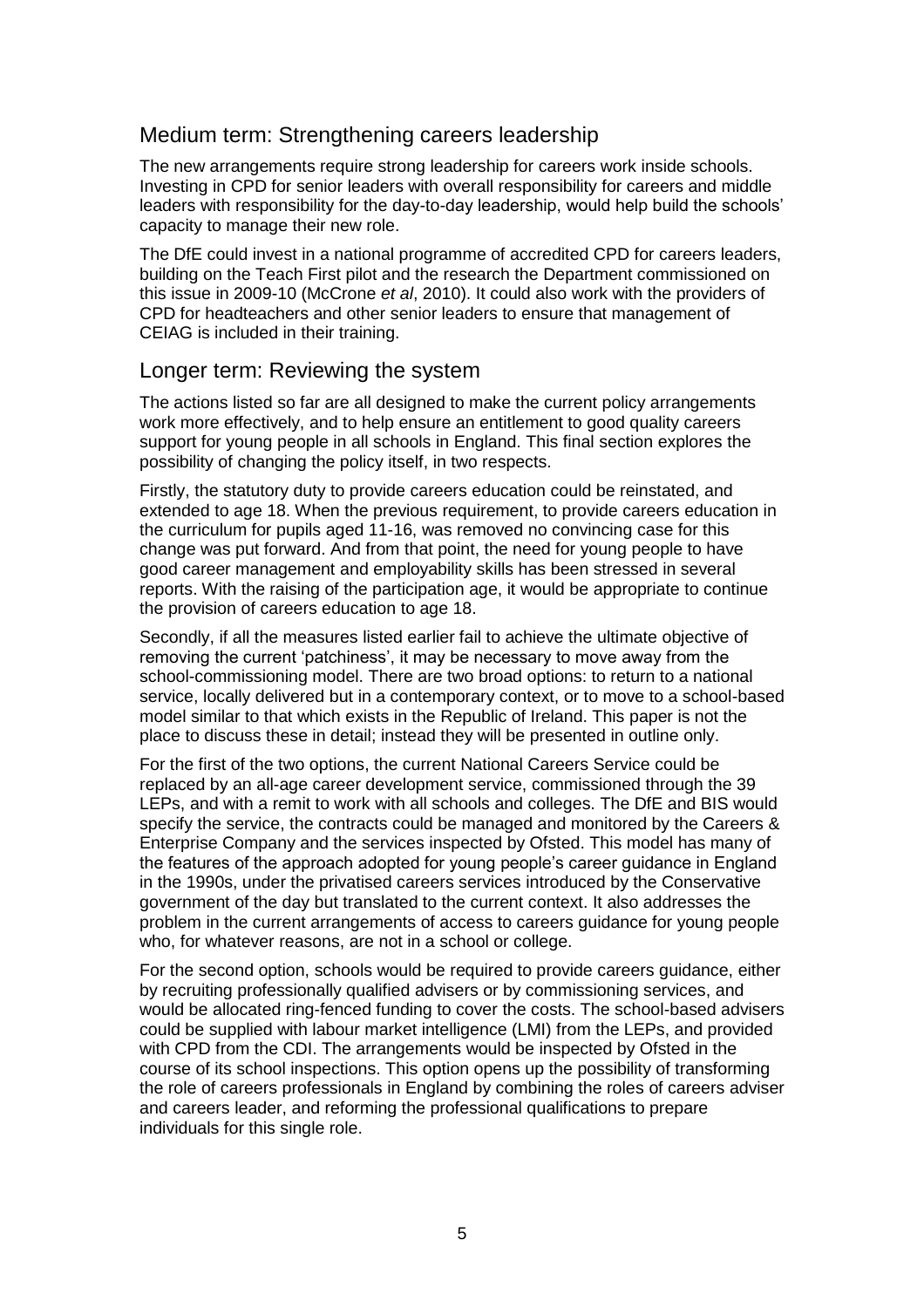## Medium term: Strengthening careers leadership

The new arrangements require strong leadership for careers work inside schools. Investing in CPD for senior leaders with overall responsibility for careers and middle leaders with responsibility for the day-to-day leadership, would help build the schools' capacity to manage their new role.

The DfE could invest in a national programme of accredited CPD for careers leaders, building on the Teach First pilot and the research the Department commissioned on this issue in 2009-10 (McCrone *et al*, 2010). It could also work with the providers of CPD for headteachers and other senior leaders to ensure that management of CEIAG is included in their training.

## Longer term: Reviewing the system

The actions listed so far are all designed to make the current policy arrangements work more effectively, and to help ensure an entitlement to good quality careers support for young people in all schools in England. This final section explores the possibility of changing the policy itself, in two respects.

Firstly, the statutory duty to provide careers education could be reinstated, and extended to age 18. When the previous requirement, to provide careers education in the curriculum for pupils aged 11-16, was removed no convincing case for this change was put forward. And from that point, the need for young people to have good career management and employability skills has been stressed in several reports. With the raising of the participation age, it would be appropriate to continue the provision of careers education to age 18.

Secondly, if all the measures listed earlier fail to achieve the ultimate objective of removing the current 'patchiness', it may be necessary to move away from the school-commissioning model. There are two broad options: to return to a national service, locally delivered but in a contemporary context, or to move to a school-based model similar to that which exists in the Republic of Ireland. This paper is not the place to discuss these in detail; instead they will be presented in outline only.

For the first of the two options, the current National Careers Service could be replaced by an all-age career development service, commissioned through the 39 LEPs, and with a remit to work with all schools and colleges. The DfE and BIS would specify the service, the contracts could be managed and monitored by the Careers & Enterprise Company and the services inspected by Ofsted. This model has many of the features of the approach adopted for young people's career guidance in England in the 1990s, under the privatised careers services introduced by the Conservative government of the day but translated to the current context. It also addresses the problem in the current arrangements of access to careers guidance for young people who, for whatever reasons, are not in a school or college.

For the second option, schools would be required to provide careers guidance, either by recruiting professionally qualified advisers or by commissioning services, and would be allocated ring-fenced funding to cover the costs. The school-based advisers could be supplied with labour market intelligence (LMI) from the LEPs, and provided with CPD from the CDI. The arrangements would be inspected by Ofsted in the course of its school inspections. This option opens up the possibility of transforming the role of careers professionals in England by combining the roles of careers adviser and careers leader, and reforming the professional qualifications to prepare individuals for this single role.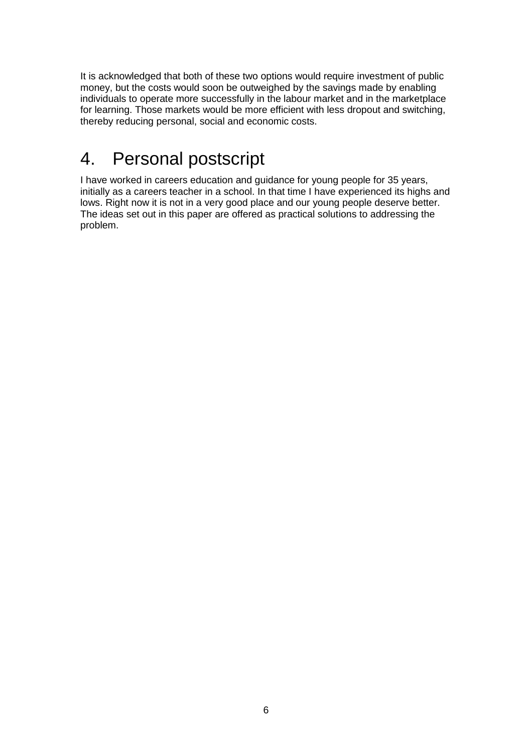It is acknowledged that both of these two options would require investment of public money, but the costs would soon be outweighed by the savings made by enabling individuals to operate more successfully in the labour market and in the marketplace for learning. Those markets would be more efficient with less dropout and switching, thereby reducing personal, social and economic costs.

# 4. Personal postscript

I have worked in careers education and guidance for young people for 35 years, initially as a careers teacher in a school. In that time I have experienced its highs and lows. Right now it is not in a very good place and our young people deserve better. The ideas set out in this paper are offered as practical solutions to addressing the problem.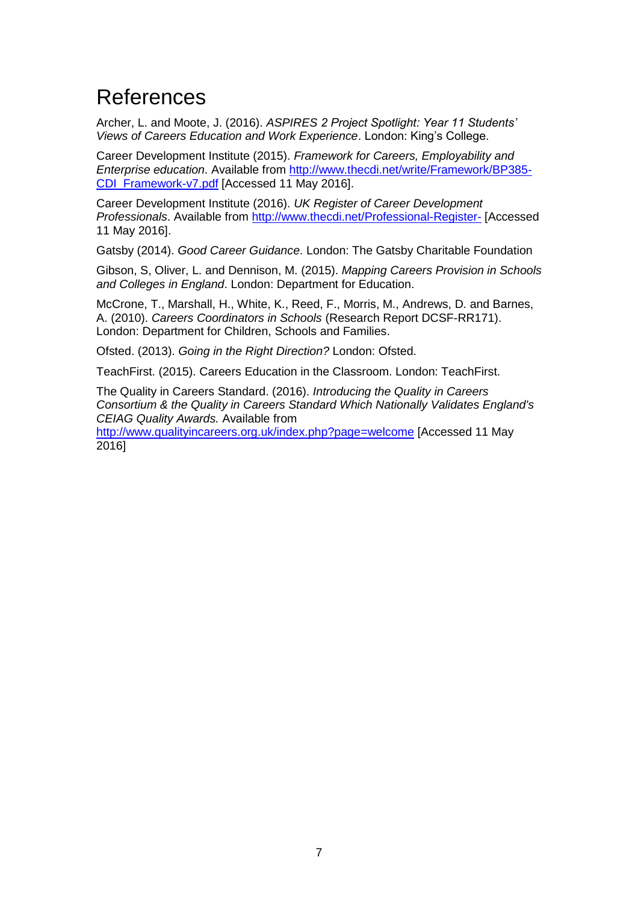# References

Archer, L. and Moote, J. (2016). *ASPIRES 2 Project Spotlight: Year 11 Students' Views of Careers Education and Work Experience*. London: King's College.

Career Development Institute (2015). *Framework for Careers, Employability and Enterprise education*. Available from [http://www.thecdi.net/write/Framework/BP385-CDI_Framework-v7.pdf](http://www.thecdi.net/write/Framework/BP385-CDI_Framework-v7.pdf) [Accessed 11 May 2016].

Career Development Institute (2016). *UK Register of Career Development Professionals*. Available from [http://www.thecdi.net/Professional-Register-](http://www.thecdi.net/Professional-Register-) [Accessed 11 May 2016].

Gatsby (2014). *Good Career Guidance*. London: The Gatsby Charitable Foundation

Gibson, S, Oliver, L. and Dennison, M. (2015). *Mapping Careers Provision in Schools and Colleges in England*. London: Department for Education.

McCrone, T., Marshall, H., White, K., Reed, F., Morris, M., Andrews, D. and Barnes, A. (2010). *Careers Coordinators in Schools* (Research Report DCSF-RR171). London: Department for Children, Schools and Families.

Ofsted. (2013). *Going in the Right Direction?* London: Ofsted.

TeachFirst. (2015). Careers Education in the Classroom. London: TeachFirst.

The Quality in Careers Standard. (2016). *Introducing the Quality in Careers Consortium & the Quality in Careers Standard Which Nationally Validates England's CEIAG Quality Awards.* Available from [http://www.qualityincareers.org.uk/index.php?page=welcome](http://www.qualityincareers.org.uk/index.php?page=welcome) [Accessed 11 May 2016]